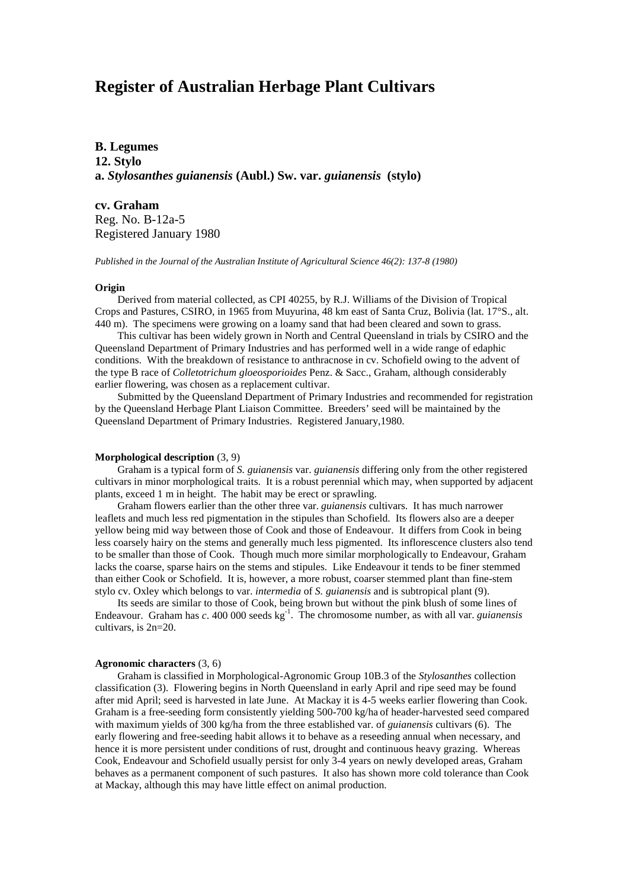# Register of Australian Herbage Plant Cultivars

**B. Legumes**
**12. Stylo**
**a. *Stylosanthes guianensis* (Aubl.) Sw. var. *guianensis* (stylo)**

## cv. Graham

Reg. No. B-12a-5
Registered January 1980

*Published in the Journal of the Australian Institute of Agricultural Science 46(2): 137-8 (1980)*

#### Origin

Derived from material collected, as CPI 40255, by R.J. Williams of the Division of Tropical Crops and Pastures, CSIRO, in 1965 from Muyurina, 48 km east of Santa Cruz, Bolivia (lat. 17°S., alt. 440 m). The specimens were growing on a loamy sand that had been cleared and sown to grass.

This cultivar has been widely grown in North and Central Queensland in trials by CSIRO and the Queensland Department of Primary Industries and has performed well in a wide range of edaphic conditions. With the breakdown of resistance to anthracnose in cv. Schofield owing to the advent of the type B race of *Colletotrichum gloeosporioides* Penz. & Sacc., Graham, although considerably earlier flowering, was chosen as a replacement cultivar.

Submitted by the Queensland Department of Primary Industries and recommended for registration by the Queensland Herbage Plant Liaison Committee. Breeders' seed will be maintained by the Queensland Department of Primary Industries. Registered January,1980.

#### Morphological description (3, 9)

Graham is a typical form of *S. guianensis* var. *guianensis* differing only from the other registered cultivars in minor morphological traits. It is a robust perennial which may, when supported by adjacent plants, exceed 1 m in height. The habit may be erect or sprawling.

Graham flowers earlier than the other three var. *guianensis* cultivars. It has much narrower leaflets and much less red pigmentation in the stipules than Schofield. Its flowers also are a deeper yellow being mid way between those of Cook and those of Endeavour. It differs from Cook in being less coarsely hairy on the stems and generally much less pigmented. Its inflorescence clusters also tend to be smaller than those of Cook. Though much more similar morphologically to Endeavour, Graham lacks the coarse, sparse hairs on the stems and stipules. Like Endeavour it tends to be finer stemmed than either Cook or Schofield. It is, however, a more robust, coarser stemmed plant than fine-stem stylo cv. Oxley which belongs to var. *intermedia* of *S. guianensis* and is subtropical plant (9).

Its seeds are similar to those of Cook, being brown but without the pink blush of some lines of Endeavour. Graham has *c*. 400 000 seeds $kg^{-1}$. The chromosome number, as with all var. *guianensis* cultivars, is 2n=20.

#### Agronomic characters (3, 6)

Graham is classified in Morphological-Agronomic Group 10B.3 of the *Stylosanthes* collection classification (3). Flowering begins in North Queensland in early April and ripe seed may be found after mid April; seed is harvested in late June. At Mackay it is 4-5 weeks earlier flowering than Cook. Graham is a free-seeding form consistently yielding 500-700 kg/ha of header-harvested seed compared with maximum yields of 300 kg/ha from the three established var. of *guianensis* cultivars (6). The early flowering and free-seeding habit allows it to behave as a reseeding annual when necessary, and hence it is more persistent under conditions of rust, drought and continuous heavy grazing. Whereas Cook, Endeavour and Schofield usually persist for only 3-4 years on newly developed areas, Graham behaves as a permanent component of such pastures. It also has shown more cold tolerance than Cook at Mackay, although this may have little effect on animal production.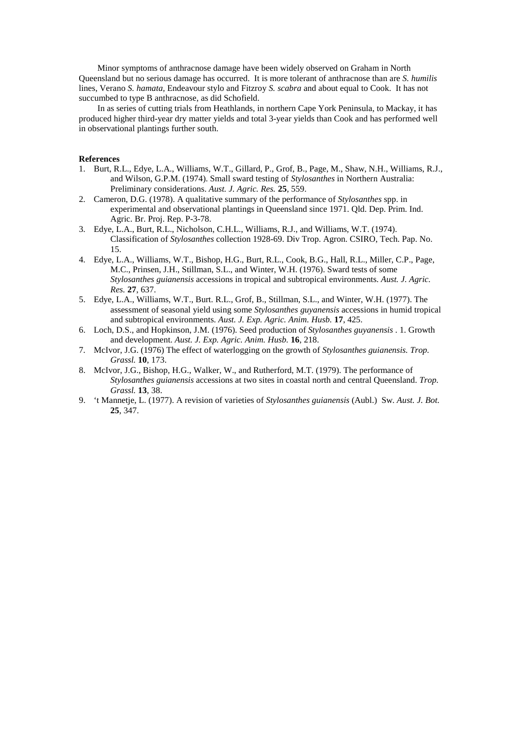Minor symptoms of anthracnose damage have been widely observed on Graham in North Queensland but no serious damage has occurred. It is more tolerant of anthracnose than are *S. humilis* lines, Verano *S. hamata*, Endeavour stylo and Fitzroy *S. scabra* and about equal to Cook. It has not succumbed to type B anthracnose, as did Schofield.

In as series of cutting trials from Heathlands, in northern Cape York Peninsula, to Mackay, it has produced higher third-year dry matter yields and total 3-year yields than Cook and has performed well in observational plantings further south.

**References**

1. Burt, R.L., Edye, L.A., Williams, W.T., Gillard, P., Grof, B., Page, M., Shaw, N.H., Williams, R.J., and Wilson, G.P.M. (1974). Small sward testing of *Stylosanthes* in Northern Australia: Preliminary considerations. *Aust. J. Agric. Res.* **25**, 559.
2. Cameron, D.G. (1978). A qualitative summary of the performance of *Stylosanthes* spp. in experimental and observational plantings in Queensland since 1971. Qld. Dep. Prim. Ind. Agric. Br. Proj. Rep. P-3-78.
3. Edye, L.A., Burt, R.L., Nicholson, C.H.L., Williams, R.J., and Williams, W.T. (1974). Classification of *Stylosanthes* collection 1928-69. Div Trop. Agron. CSIRO, Tech. Pap. No. 15.
4. Edye, L.A., Williams, W.T., Bishop, H.G., Burt, R.L., Cook, B.G., Hall, R.L., Miller, C.P., Page, M.C., Prinsen, J.H., Stillman, S.L., and Winter, W.H. (1976). Sward tests of some *Stylosanthes guianensis* accessions in tropical and subtropical environments. *Aust. J. Agric. Res.* **27**, 637.
5. Edye, L.A., Williams, W.T., Burt. R.L., Grof, B., Stillman, S.L., and Winter, W.H. (1977). The assessment of seasonal yield using some *Stylosanthes guyanensis* accessions in humid tropical and subtropical environments. *Aust. J. Exp. Agric. Anim. Husb.* **17**, 425.
6. Loch, D.S., and Hopkinson, J.M. (1976). Seed production of *Stylosanthes guyanensis* . 1. Growth and development. *Aust. J. Exp. Agric. Anim. Husb.* **16**, 218.
7. McIvor, J.G. (1976) The effect of waterlogging on the growth of *Stylosanthes guianensis. Trop. Grassl.* **10**, 173.
8. McIvor, J.G., Bishop, H.G., Walker, W., and Rutherford, M.T. (1979). The performance of *Stylosanthes guianensis* accessions at two sites in coastal north and central Queensland. *Trop. Grassl.* **13**, 38.
9. 't Mannetje, L. (1977). A revision of varieties of *Stylosanthes guianensis* (Aubl.) Sw. *Aust. J. Bot.* **25**, 347.